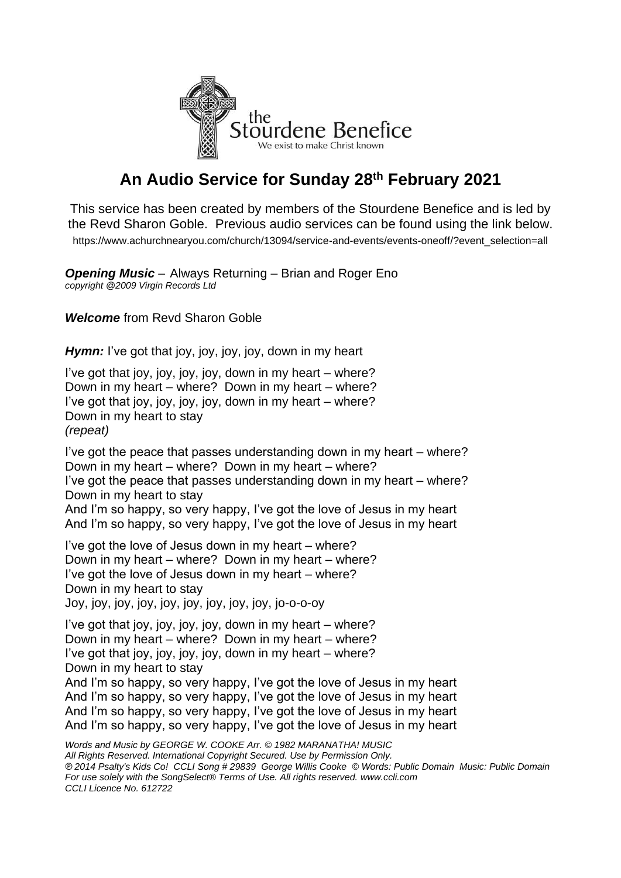the
Stourdene Benefice
We exist to make Christ known

# An Audio Service for Sunday 28th February 2021

This service has been created by members of the Stourdene Benefice and is led by the Revd Sharon Goble. Previous audio services can be found using the link below.
https://www.achurchnearyou.com/church/13094/service-and-events/events-oneoff/?event_selection=all

***Opening Music*** – Always Returning – Brian and Roger Eno
*copyright @2009 Virgin Records Ltd*

***Welcome*** from Revd Sharon Goble

***Hymn:*** I've got that joy, joy, joy, joy, down in my heart

I've got that joy, joy, joy, joy, down in my heart – where?
Down in my heart – where? Down in my heart – where?
I've got that joy, joy, joy, joy, down in my heart – where?
Down in my heart to stay
*(repeat)*

I've got the peace that passes understanding down in my heart – where?
Down in my heart – where? Down in my heart – where?
I've got the peace that passes understanding down in my heart – where?
Down in my heart to stay
And I'm so happy, so very happy, I've got the love of Jesus in my heart
And I'm so happy, so very happy, I've got the love of Jesus in my heart

I've got the love of Jesus down in my heart – where?
Down in my heart – where? Down in my heart – where?
I've got the love of Jesus down in my heart – where?
Down in my heart to stay
Joy, joy, joy, joy, joy, joy, joy, joy, joy, jo-o-o-oy

I've got that joy, joy, joy, joy, down in my heart – where?
Down in my heart – where? Down in my heart – where?
I've got that joy, joy, joy, joy, down in my heart – where?
Down in my heart to stay
And I'm so happy, so very happy, I've got the love of Jesus in my heart
And I'm so happy, so very happy, I've got the love of Jesus in my heart
And I'm so happy, so very happy, I've got the love of Jesus in my heart
And I'm so happy, so very happy, I've got the love of Jesus in my heart

*Words and Music by GEORGE W. COOKE Arr. © 1982 MARANATHA! MUSIC*
*All Rights Reserved. International Copyright Secured. Use by Permission Only.*
*℗ 2014 Psalty's Kids Co! CCLI Song # 29839 George Willis Cooke © Words: Public Domain Music: Public Domain*
*For use solely with the SongSelect® Terms of Use. All rights reserved. www.ccli.com*
*CCLI Licence No. 612722*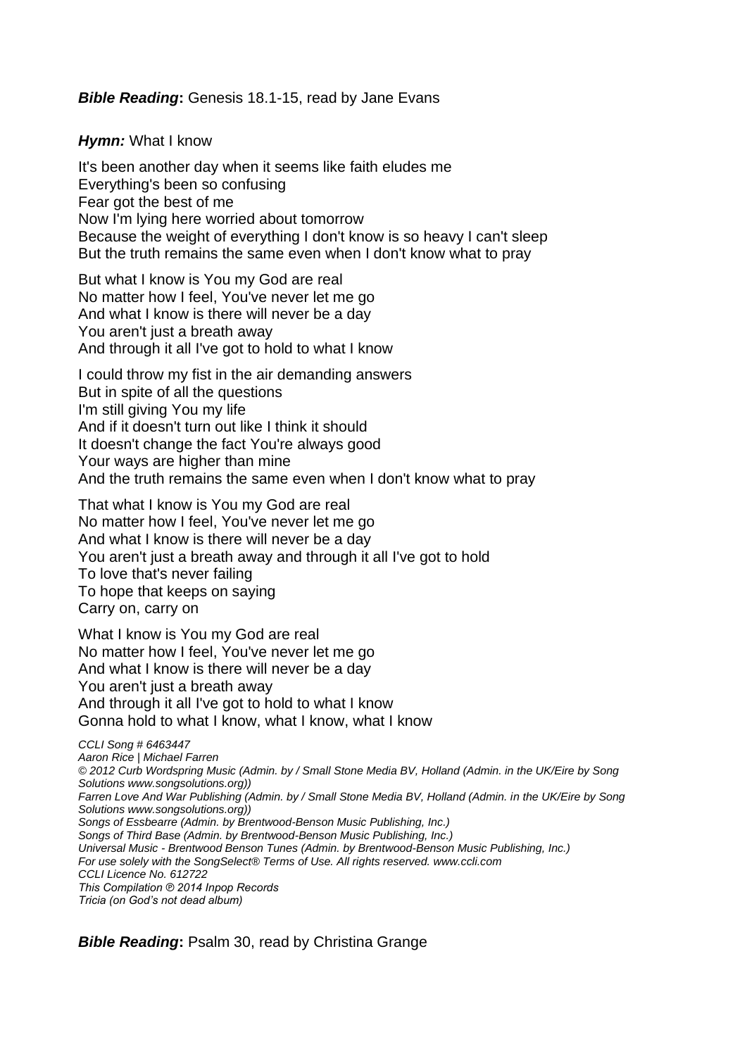***Bible Reading*:** Genesis 18.1-15, read by Jane Evans

***Hymn:*** What I know

It's been another day when it seems like faith eludes me
Everything's been so confusing
Fear got the best of me
Now I'm lying here worried about tomorrow
Because the weight of everything I don't know is so heavy I can't sleep
But the truth remains the same even when I don't know what to pray

But what I know is You my God are real
No matter how I feel, You've never let me go
And what I know is there will never be a day
You aren't just a breath away
And through it all I've got to hold to what I know

I could throw my fist in the air demanding answers
But in spite of all the questions
I'm still giving You my life
And if it doesn't turn out like I think it should
It doesn't change the fact You're always good
Your ways are higher than mine
And the truth remains the same even when I don't know what to pray

That what I know is You my God are real
No matter how I feel, You've never let me go
And what I know is there will never be a day
You aren't just a breath away and through it all I've got to hold
To love that's never failing
To hope that keeps on saying
Carry on, carry on

What I know is You my God are real
No matter how I feel, You've never let me go
And what I know is there will never be a day
You aren't just a breath away
And through it all I've got to hold to what I know
Gonna hold to what I know, what I know, what I know

*CCLI Song # 6463447*
*Aaron Rice | Michael Farren*
*© 2012 Curb Wordspring Music (Admin. by / Small Stone Media BV, Holland (Admin. in the UK/Eire by Song Solutions www.songsolutions.org))*
*Farren Love And War Publishing (Admin. by / Small Stone Media BV, Holland (Admin. in the UK/Eire by Song Solutions www.songsolutions.org))*
*Songs of Essbearre (Admin. by Brentwood-Benson Music Publishing, Inc.)*
*Songs of Third Base (Admin. by Brentwood-Benson Music Publishing, Inc.)*
*Universal Music - Brentwood Benson Tunes (Admin. by Brentwood-Benson Music Publishing, Inc.)*
*For use solely with the SongSelect® Terms of Use. All rights reserved. www.ccli.com*
*CCLI Licence No. 612722*
*This Compilation ℗ 2014 Inpop Records*
*Tricia (on God's not dead album)*

***Bible Reading*:** Psalm 30, read by Christina Grange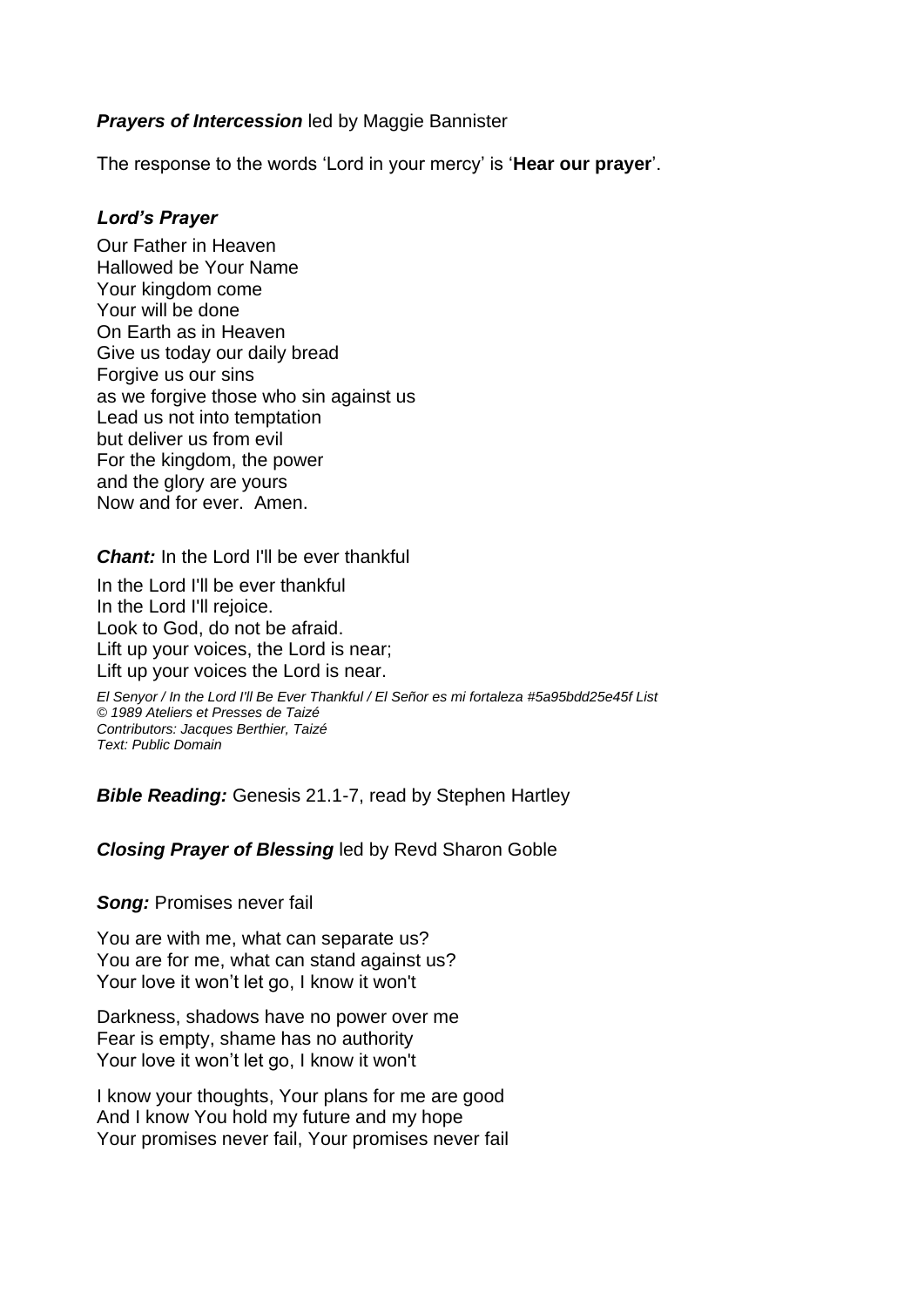***Prayers of Intercession*** led by Maggie Bannister

The response to the words 'Lord in your mercy' is '**Hear our prayer**'.

***Lord's Prayer***

Our Father in Heaven
Hallowed be Your Name
Your kingdom come
Your will be done
On Earth as in Heaven
Give us today our daily bread
Forgive us our sins
as we forgive those who sin against us
Lead us not into temptation
but deliver us from evil
For the kingdom, the power
and the glory are yours
Now and for ever. Amen.

***Chant:*** In the Lord I'll be ever thankful

In the Lord I'll be ever thankful
In the Lord I'll rejoice.
Look to God, do not be afraid.
Lift up your voices, the Lord is near;
Lift up your voices the Lord is near.

*El Senyor / In the Lord I'll Be Ever Thankful / El Señor es mi fortaleza #5a95bdd25e45f List*
*© 1989 Ateliers et Presses de Taizé*
*Contributors: Jacques Berthier, Taizé*
*Text: Public Domain*

***Bible Reading:*** Genesis 21.1-7, read by Stephen Hartley

***Closing Prayer of Blessing*** led by Revd Sharon Goble

***Song:*** Promises never fail

You are with me, what can separate us?
You are for me, what can stand against us?
Your love it won't let go, I know it won't

Darkness, shadows have no power over me
Fear is empty, shame has no authority
Your love it won't let go, I know it won't

I know your thoughts, Your plans for me are good
And I know You hold my future and my hope
Your promises never fail, Your promises never fail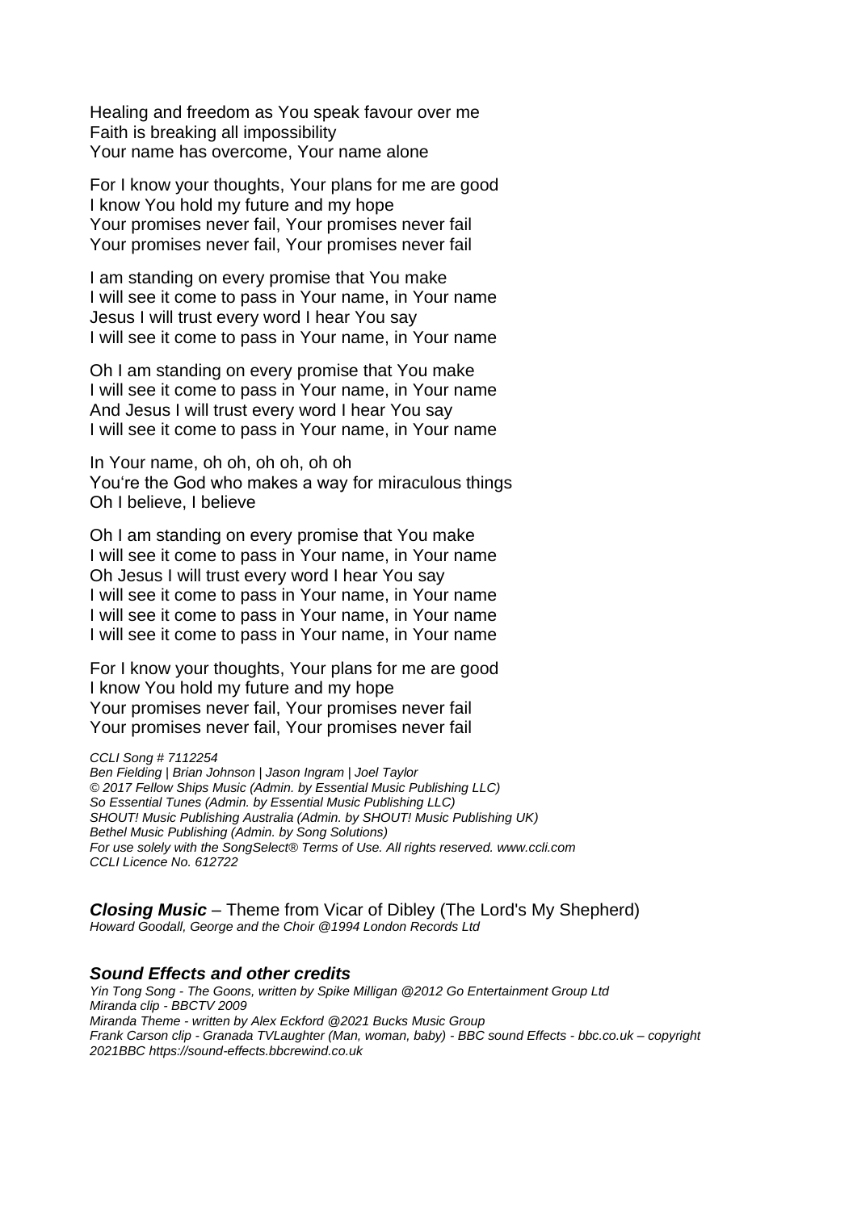Healing and freedom as You speak favour over me
Faith is breaking all impossibility
Your name has overcome, Your name alone

For I know your thoughts, Your plans for me are good
I know You hold my future and my hope
Your promises never fail, Your promises never fail
Your promises never fail, Your promises never fail

I am standing on every promise that You make
I will see it come to pass in Your name, in Your name
Jesus I will trust every word I hear You say
I will see it come to pass in Your name, in Your name

Oh I am standing on every promise that You make
I will see it come to pass in Your name, in Your name
And Jesus I will trust every word I hear You say
I will see it come to pass in Your name, in Your name

In Your name, oh oh, oh oh, oh oh
You're the God who makes a way for miraculous things
Oh I believe, I believe

Oh I am standing on every promise that You make
I will see it come to pass in Your name, in Your name
Oh Jesus I will trust every word I hear You say
I will see it come to pass in Your name, in Your name
I will see it come to pass in Your name, in Your name
I will see it come to pass in Your name, in Your name

For I know your thoughts, Your plans for me are good
I know You hold my future and my hope
Your promises never fail, Your promises never fail
Your promises never fail, Your promises never fail

*CCLI Song # 7112254*
*Ben Fielding | Brian Johnson | Jason Ingram | Joel Taylor*
*© 2017 Fellow Ships Music (Admin. by Essential Music Publishing LLC)*
*So Essential Tunes (Admin. by Essential Music Publishing LLC)*
*SHOUT! Music Publishing Australia (Admin. by SHOUT! Music Publishing UK)*
*Bethel Music Publishing (Admin. by Song Solutions)*
*For use solely with the SongSelect® Terms of Use. All rights reserved. www.ccli.com*
*CCLI Licence No. 612722*

***Closing Music*** – Theme from Vicar of Dibley (The Lord's My Shepherd)
*Howard Goodall, George and the Choir @1994 London Records Ltd*

### *Sound Effects and other credits*

*Yin Tong Song - The Goons, written by Spike Milligan @2012 Go Entertainment Group Ltd*
*Miranda clip - BBCTV 2009*
*Miranda Theme - written by Alex Eckford @2021 Bucks Music Group*
*Frank Carson clip - Granada TVLaughter (Man, woman, baby) - BBC sound Effects - bbc.co.uk – copyright 2021BBC https://sound-effects.bbcrewind.co.uk*